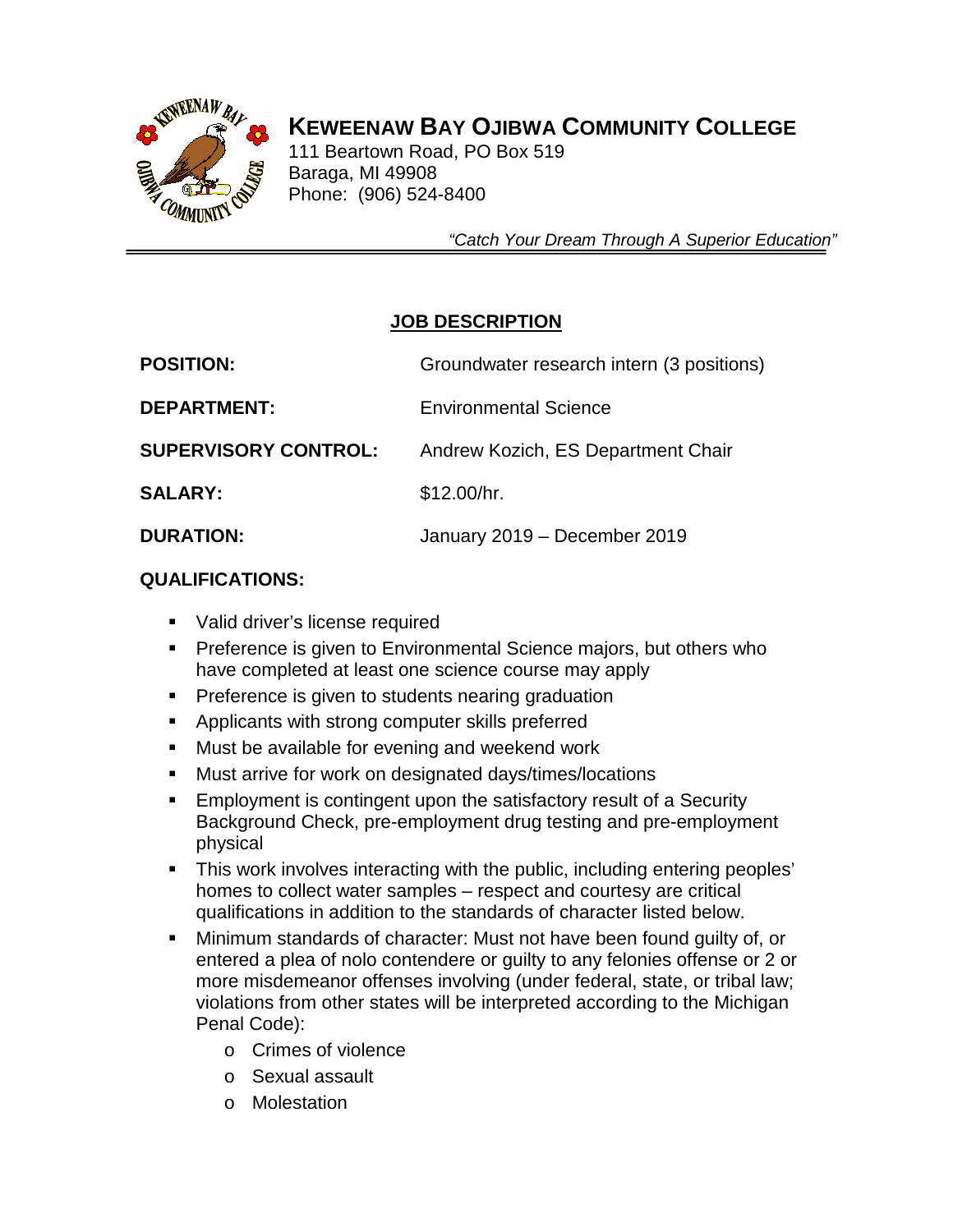# KEWEENAW BAY OJIBWA COMMUNITY COLLEGE

111 Beartown Road, PO Box 519
Baraga, MI 49908
Phone: (906) 524-8400

*"Catch Your Dream Through A Superior Education"*

## JOB DESCRIPTION

**POSITION:** Groundwater research intern (3 positions)

**DEPARTMENT:** Environmental Science

**SUPERVISORY CONTROL:** Andrew Kozich, ES Department Chair

**SALARY:** $12.00/hr.

**DURATION:** January 2019 – December 2019

**QUALIFICATIONS:**

- Valid driver's license required
- Preference is given to Environmental Science majors, but others who have completed at least one science course may apply
- Preference is given to students nearing graduation
- Applicants with strong computer skills preferred
- Must be available for evening and weekend work
- Must arrive for work on designated days/times/locations
- Employment is contingent upon the satisfactory result of a Security Background Check, pre-employment drug testing and pre-employment physical
- This work involves interacting with the public, including entering peoples' homes to collect water samples – respect and courtesy are critical qualifications in addition to the standards of character listed below.
- Minimum standards of character: Must not have been found guilty of, or entered a plea of nolo contendere or guilty to any felonies offense or 2 or more misdemeanor offenses involving (under federal, state, or tribal law; violations from other states will be interpreted according to the Michigan Penal Code):
    - Crimes of violence
    - Sexual assault
    - Molestation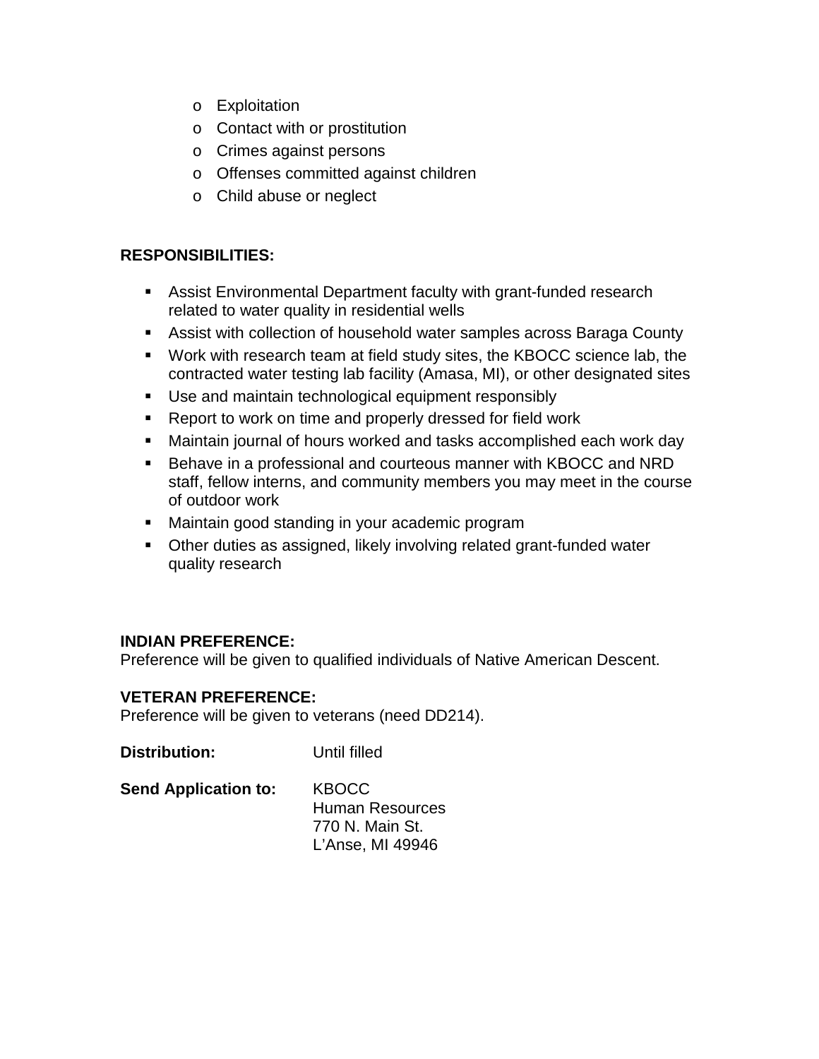- Exploitation
- Contact with or prostitution
- Crimes against persons
- Offenses committed against children
- Child abuse or neglect

**RESPONSIBILITIES:**

- Assist Environmental Department faculty with grant-funded research related to water quality in residential wells
- Assist with collection of household water samples across Baraga County
- Work with research team at field study sites, the KBOCC science lab, the contracted water testing lab facility (Amasa, MI), or other designated sites
- Use and maintain technological equipment responsibly
- Report to work on time and properly dressed for field work
- Maintain journal of hours worked and tasks accomplished each work day
- Behave in a professional and courteous manner with KBOCC and NRD staff, fellow interns, and community members you may meet in the course of outdoor work
- Maintain good standing in your academic program
- Other duties as assigned, likely involving related grant-funded water quality research

**INDIAN PREFERENCE:**
Preference will be given to qualified individuals of Native American Descent.

**VETERAN PREFERENCE:**
Preference will be given to veterans (need DD214).

**Distribution:** Until filled

**Send Application to:** KBOCC
Human Resources
770 N. Main St.
L'Anse, MI 49946